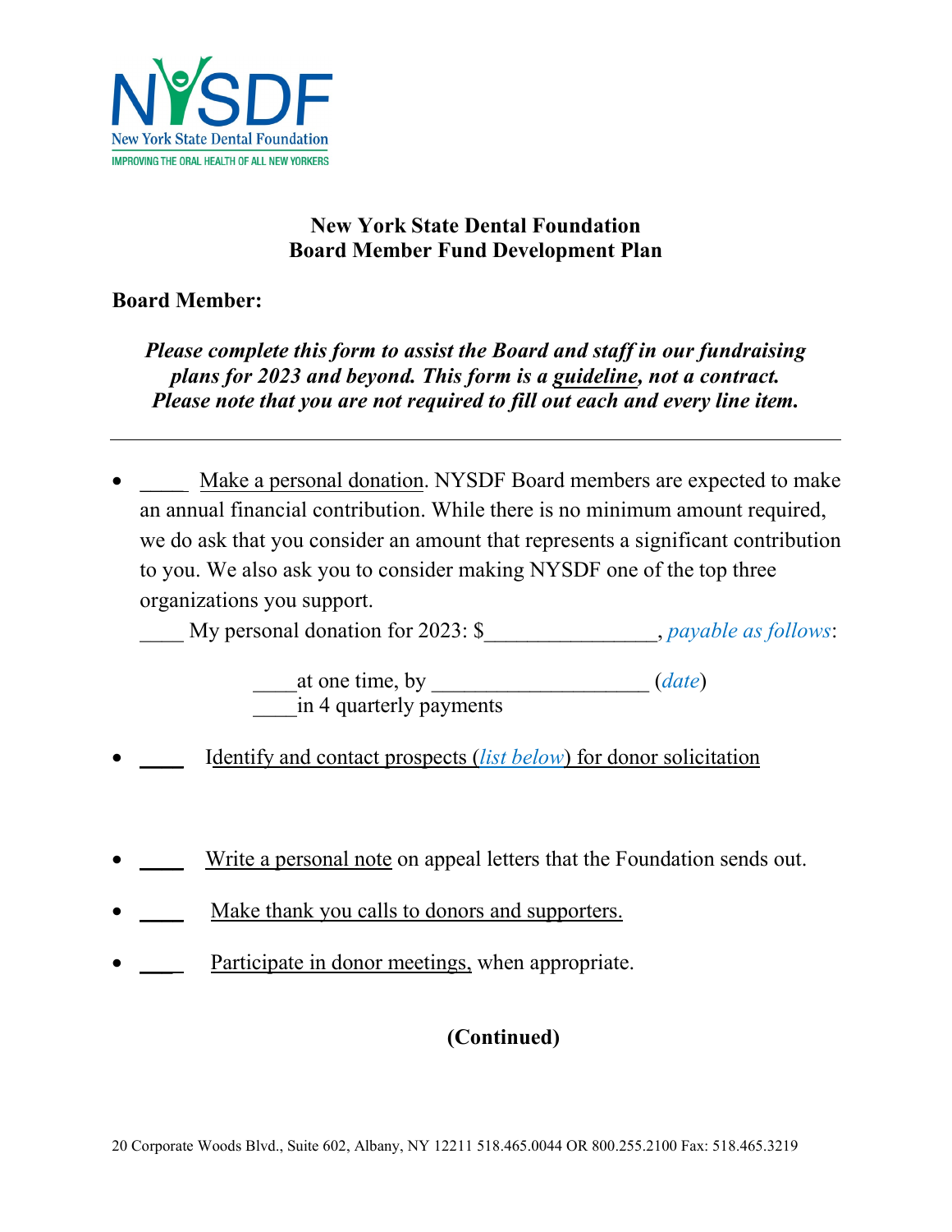NYSDF
New York State Dental Foundation
IMPROVING THE ORAL HEALTH OF ALL NEW YORKERS

**New York State Dental Foundation**
**Board Member Fund Development Plan**

**Board Member:**

***Please complete this form to assist the Board and staff in our fundraising plans for 2023 and beyond. This form is a guideline, not a contract. Please note that you are not required to fill out each and every line item.***

---

- _____ Make a personal donation. NYSDF Board members are expected to make an annual financial contribution. While there is no minimum amount required, we do ask that you consider an amount that represents a significant contribution to you. We also ask you to consider making NYSDF one of the top three organizations you support.

  ____ My personal donation for 2023: $________________, *payable as follows*:

  ____at one time, by ____________________ (*date*)
  ____in 4 quarterly payments

- ____ Identify and contact prospects (*list below*) for donor solicitation

- ____ Write a personal note on appeal letters that the Foundation sends out.

- ____ Make thank you calls to donors and supporters.

- ____ Participate in donor meetings, when appropriate.

**(Continued)**

20 Corporate Woods Blvd., Suite 602, Albany, NY 12211 518.465.0044 OR 800.255.2100 Fax: 518.465.3219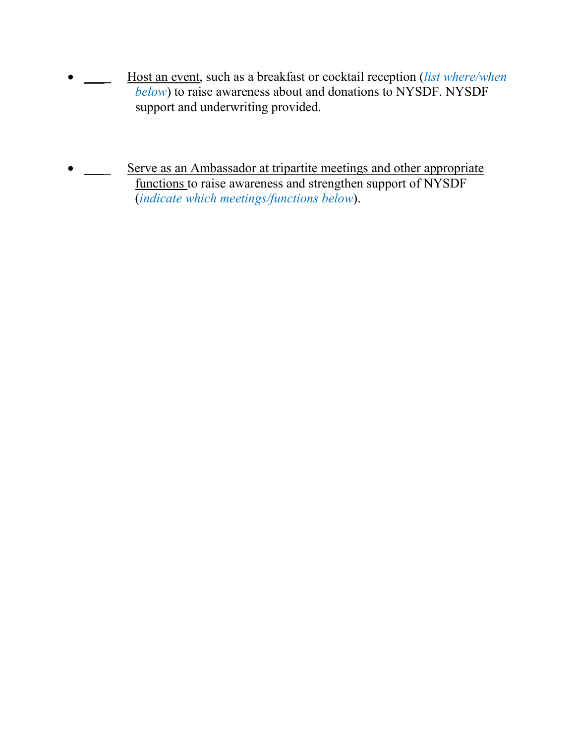- ____ <u>Host an event</u>, such as a breakfast or cocktail reception (*list where/when below*) to raise awareness about and donations to NYSDF. NYSDF support and underwriting provided.

- ____ <u>Serve as an Ambassador at tripartite meetings and other appropriate functions</u> to raise awareness and strengthen support of NYSDF (*indicate which meetings/functions below*).